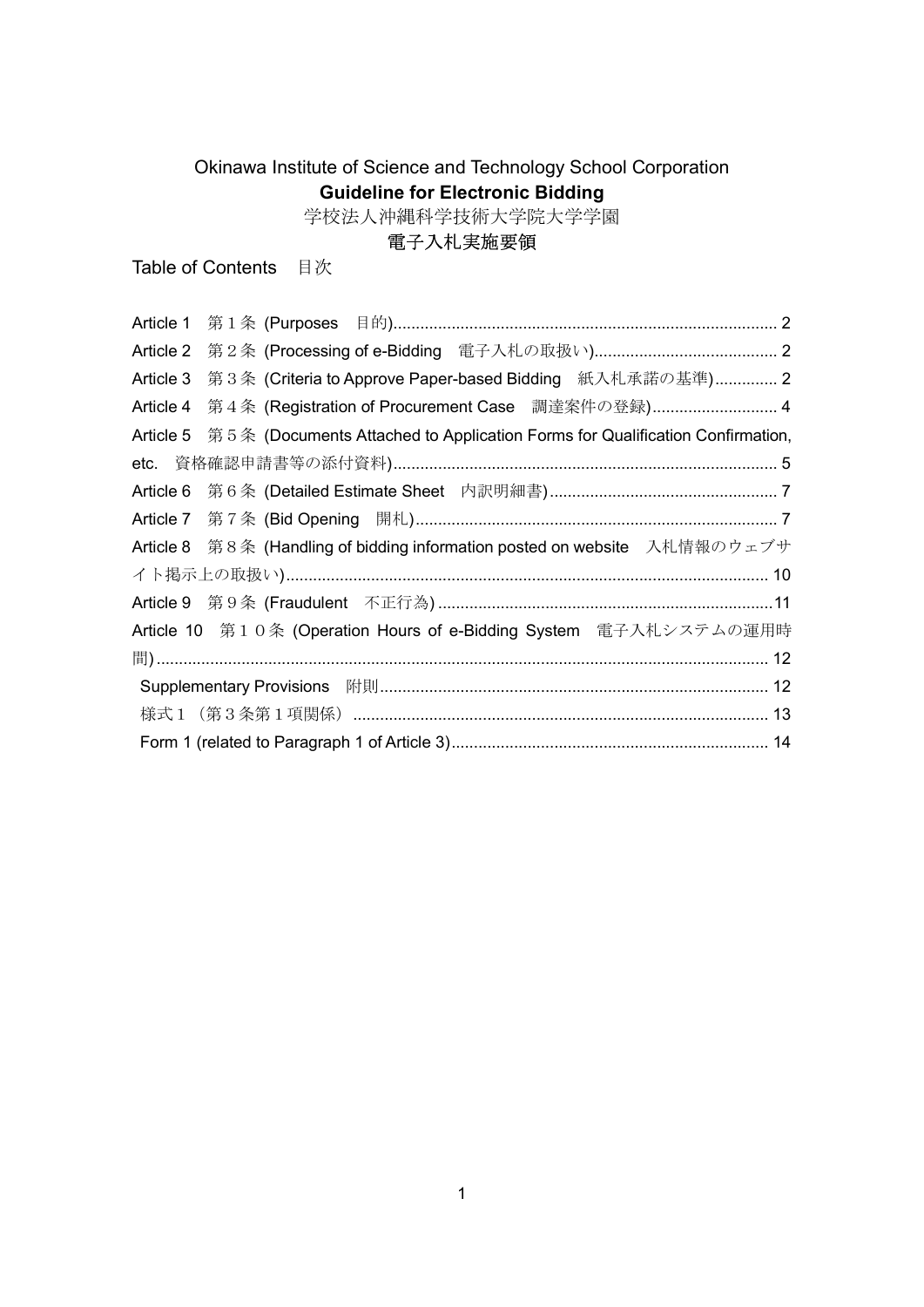# Okinawa Institute of Science and Technology School Corporation
## Guideline for Electronic Bidding
# 学校法人沖縄科学技術大学院大学学園
## 電子入札実施要領

Table of Contents　目次

- Article 1　第１条 (Purposes　目的) ..... 2
- Article 2　第２条 (Processing of e-Bidding　電子入札の取扱い) ..... 2
- Article 3　第３条 (Criteria to Approve Paper-based Bidding　紙入札承諾の基準) ..... 2
- Article 4　第４条 (Registration of Procurement Case　調達案件の登録) ..... 4
- Article 5　第５条 (Documents Attached to Application Forms for Qualification Confirmation, etc.　資格確認申請書等の添付資料) ..... 5
- Article 6　第６条 (Detailed Estimate Sheet　内訳明細書) ..... 7
- Article 7　第７条 (Bid Opening　開札) ..... 7
- Article 8　第８条 (Handling of bidding information posted on website　入札情報のウェブサイト掲示上の取扱い) ..... 10
- Article 9　第９条 (Fraudulent　不正行為) ..... 11
- Article 10　第１０条 (Operation Hours of e-Bidding System　電子入札システムの運用時間) ..... 12
  - Supplementary Provisions　附則 ..... 12
  - 様式１（第３条第１項関係） ..... 13
  - Form 1 (related to Paragraph 1 of Article 3) ..... 14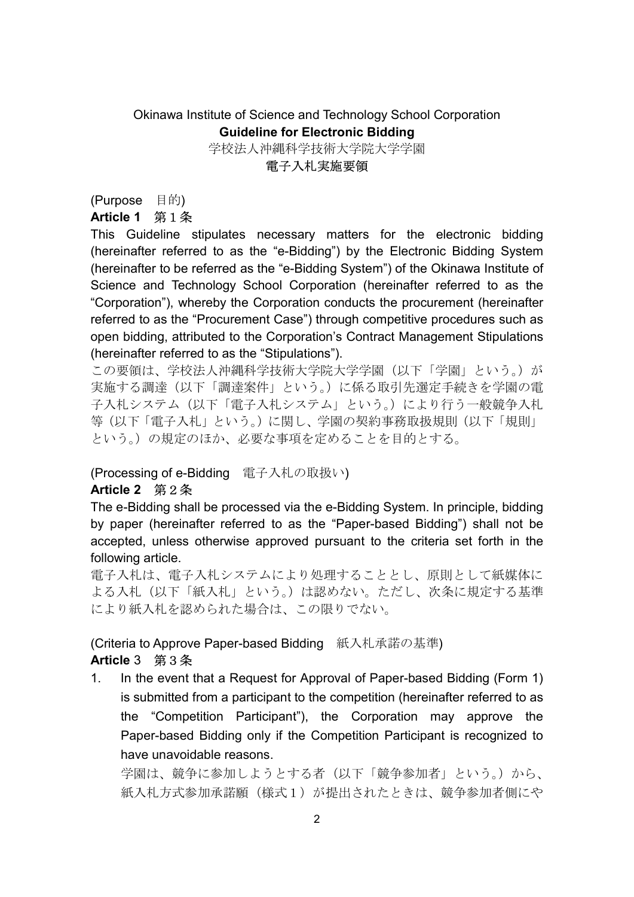Okinawa Institute of Science and Technology School Corporation

**Guideline for Electronic Bidding**

学校法人沖縄科学技術大学院大学学園

電子入札実施要領

(Purpose　目的)

**Article 1**　第１条

This Guideline stipulates necessary matters for the electronic bidding (hereinafter referred to as the “e-Bidding”) by the Electronic Bidding System (hereinafter to be referred as the “e-Bidding System”) of the Okinawa Institute of Science and Technology School Corporation (hereinafter referred to as the “Corporation”), whereby the Corporation conducts the procurement (hereinafter referred to as the “Procurement Case”) through competitive procedures such as open bidding, attributed to the Corporation’s Contract Management Stipulations (hereinafter referred to as the “Stipulations”).

この要領は、学校法人沖縄科学技術大学院大学学園（以下「学園」という。）が実施する調達（以下「調達案件」という。）に係る取引先選定手続きを学園の電子入札システム（以下「電子入札システム」という。）により行う一般競争入札等（以下「電子入札」という。）に関し、学園の契約事務取扱規則（以下「規則」という。）の規定のほか、必要な事項を定めることを目的とする。

(Processing of e-Bidding　電子入札の取扱い)

**Article 2**　第２条

The e-Bidding shall be processed via the e-Bidding System. In principle, bidding by paper (hereinafter referred to as the “Paper-based Bidding”) shall not be accepted, unless otherwise approved pursuant to the criteria set forth in the following article.

電子入札は、電子入札システムにより処理することとし、原則として紙媒体による入札（以下「紙入札」という。）は認めない。ただし、次条に規定する基準により紙入札を認められた場合は、この限りでない。

(Criteria to Approve Paper-based Bidding　紙入札承諾の基準)

**Article** 3　第３条

1. In the event that a Request for Approval of Paper-based Bidding (Form 1) is submitted from a participant to the competition (hereinafter referred to as the “Competition Participant”), the Corporation may approve the Paper-based Bidding only if the Competition Participant is recognized to have unavoidable reasons.

   学園は、競争に参加しようとする者（以下「競争参加者」という。）から、紙入札方式参加承諾願（様式１）が提出されたときは、競争参加者側にや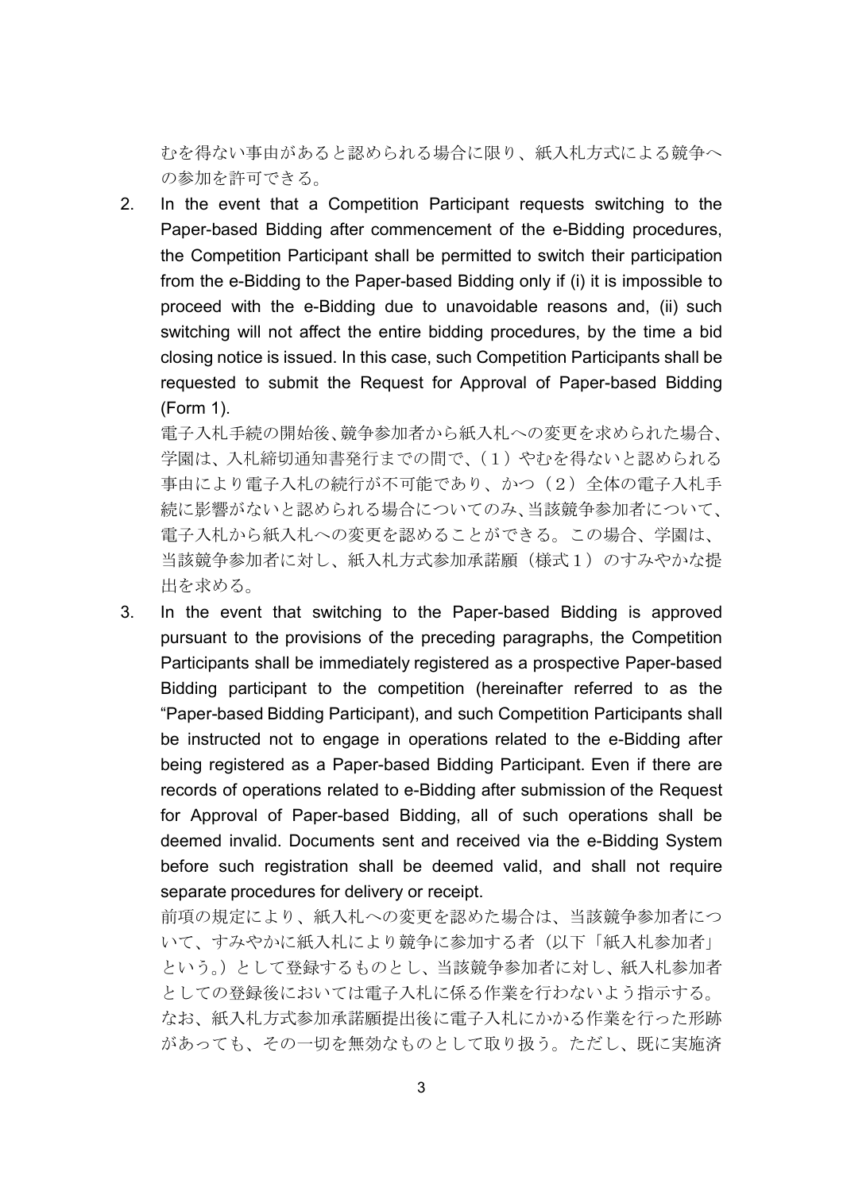むを得ない事由があると認められる場合に限り、紙入札方式による競争への参加を許可できる。

2. In the event that a Competition Participant requests switching to the Paper-based Bidding after commencement of the e-Bidding procedures, the Competition Participant shall be permitted to switch their participation from the e-Bidding to the Paper-based Bidding only if (i) it is impossible to proceed with the e-Bidding due to unavoidable reasons and, (ii) such switching will not affect the entire bidding procedures, by the time a bid closing notice is issued. In this case, such Competition Participants shall be requested to submit the Request for Approval of Paper-based Bidding (Form 1).

   電子入札手続の開始後、競争参加者から紙入札への変更を求められた場合、学園は、入札締切通知書発行までの間で、（１）やむを得ないと認められる事由により電子入札の続行が不可能であり、かつ（２）全体の電子入札手続に影響がないと認められる場合についてのみ、当該競争参加者について、電子入札から紙入札への変更を認めることができる。この場合、学園は、当該競争参加者に対し、紙入札方式参加承諾願（様式１）のすみやかな提出を求める。

3. In the event that switching to the Paper-based Bidding is approved pursuant to the provisions of the preceding paragraphs, the Competition Participants shall be immediately registered as a prospective Paper-based Bidding participant to the competition (hereinafter referred to as the "Paper-based Bidding Participant), and such Competition Participants shall be instructed not to engage in operations related to the e-Bidding after being registered as a Paper-based Bidding Participant. Even if there are records of operations related to e-Bidding after submission of the Request for Approval of Paper-based Bidding, all of such operations shall be deemed invalid. Documents sent and received via the e-Bidding System before such registration shall be deemed valid, and shall not require separate procedures for delivery or receipt.

   前項の規定により、紙入札への変更を認めた場合は、当該競争参加者について、すみやかに紙入札により競争に参加する者（以下「紙入札参加者」という。）として登録するものとし、当該競争参加者に対し、紙入札参加者としての登録後においては電子入札に係る作業を行わないよう指示する。なお、紙入札方式参加承諾願提出後に電子入札にかかる作業を行った形跡があっても、その一切を無効なものとして取り扱う。ただし、既に実施済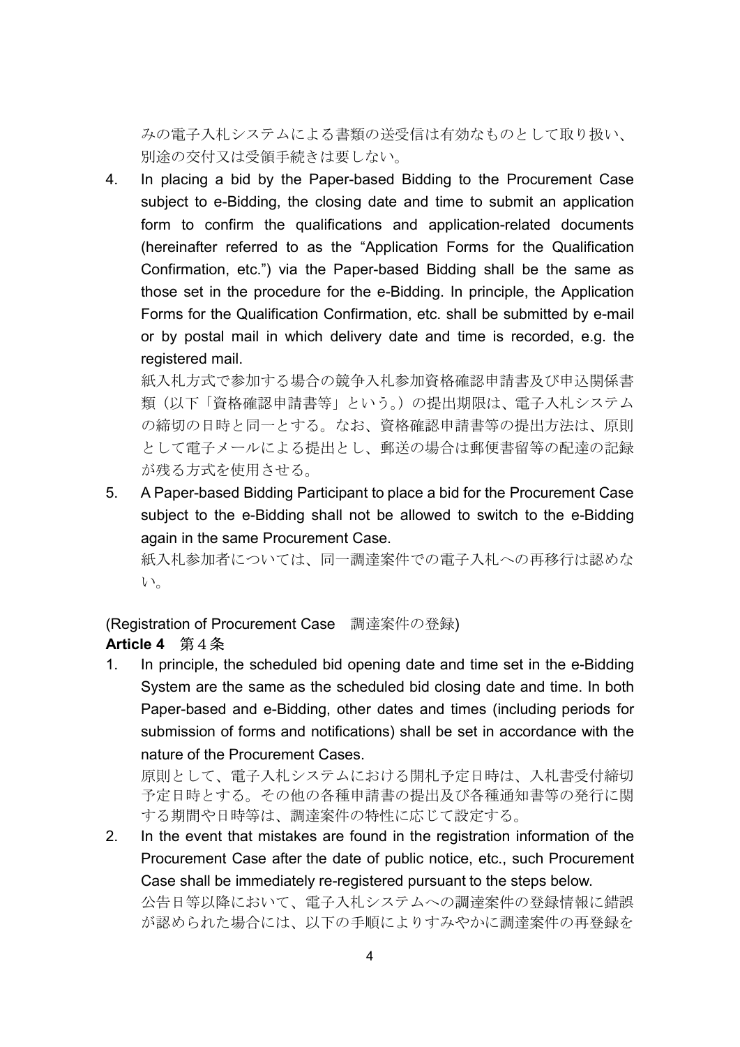みの電子入札システムによる書類の送受信は有効なものとして取り扱い、別途の交付又は受領手続きは要しない。

4. In placing a bid by the Paper-based Bidding to the Procurement Case subject to e-Bidding, the closing date and time to submit an application form to confirm the qualifications and application-related documents (hereinafter referred to as the "Application Forms for the Qualification Confirmation, etc.") via the Paper-based Bidding shall be the same as those set in the procedure for the e-Bidding. In principle, the Application Forms for the Qualification Confirmation, etc. shall be submitted by e-mail or by postal mail in which delivery date and time is recorded, e.g. the registered mail.

   紙入札方式で参加する場合の競争入札参加資格確認申請書及び申込関係書類（以下「資格確認申請書等」という。）の提出期限は、電子入札システムの締切の日時と同一とする。なお、資格確認申請書等の提出方法は、原則として電子メールによる提出とし、郵送の場合は郵便書留等の配達の記録が残る方式を使用させる。

5. A Paper-based Bidding Participant to place a bid for the Procurement Case subject to the e-Bidding shall not be allowed to switch to the e-Bidding again in the same Procurement Case.

   紙入札参加者については、同一調達案件での電子入札への再移行は認めない。

(Registration of Procurement Case　調達案件の登録)

**Article 4**　第４条

1. In principle, the scheduled bid opening date and time set in the e-Bidding System are the same as the scheduled bid closing date and time. In both Paper-based and e-Bidding, other dates and times (including periods for submission of forms and notifications) shall be set in accordance with the nature of the Procurement Cases.

   原則として、電子入札システムにおける開札予定日時は、入札書受付締切予定日時とする。その他の各種申請書の提出及び各種通知書等の発行に関する期間や日時等は、調達案件の特性に応じて設定する。

2. In the event that mistakes are found in the registration information of the Procurement Case after the date of public notice, etc., such Procurement Case shall be immediately re-registered pursuant to the steps below.

   公告日等以降において、電子入札システムへの調達案件の登録情報に錯誤が認められた場合には、以下の手順によりすみやかに調達案件の再登録を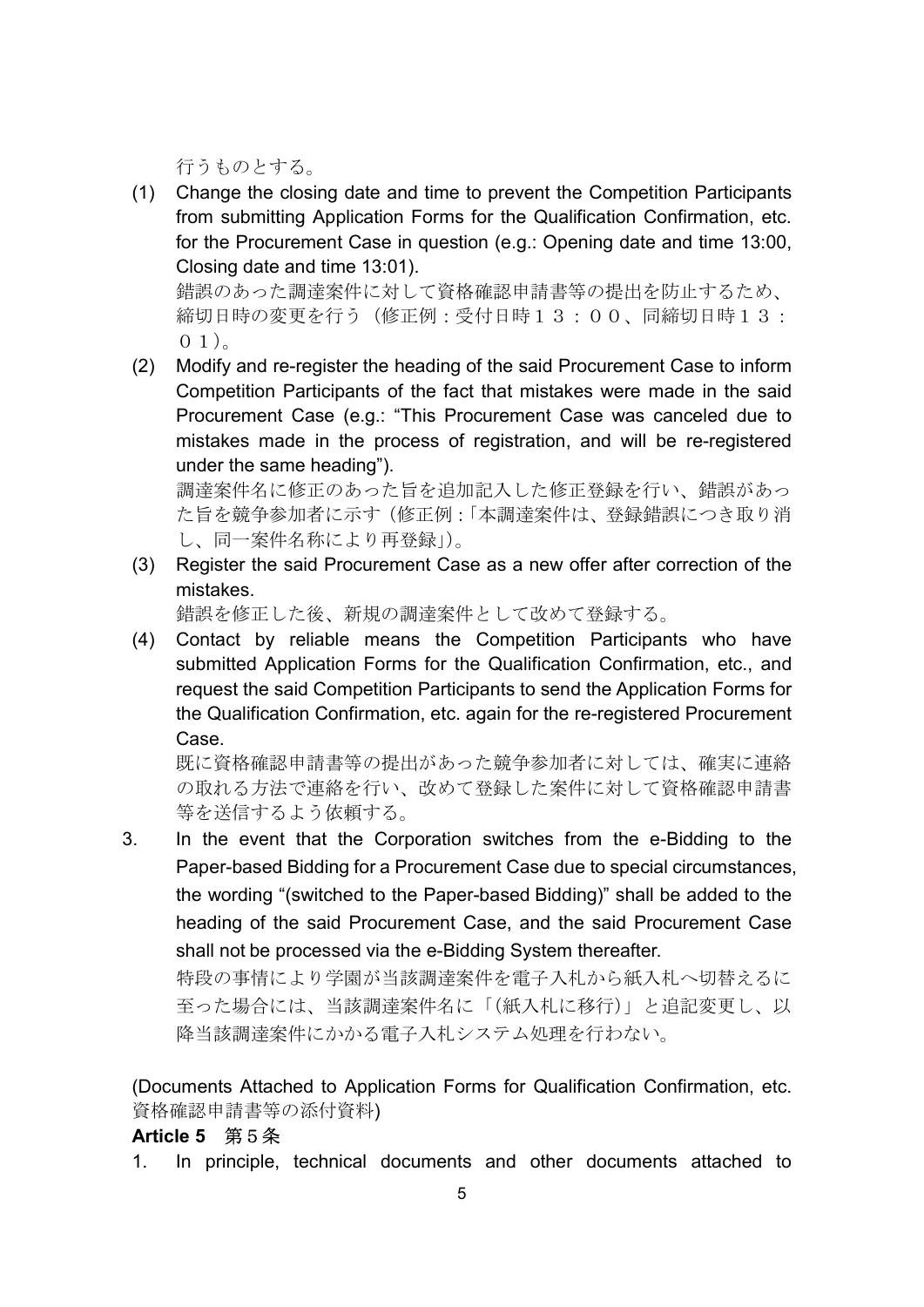行うものとする。

(1) Change the closing date and time to prevent the Competition Participants from submitting Application Forms for the Qualification Confirmation, etc. for the Procurement Case in question (e.g.: Opening date and time 13:00, Closing date and time 13:01).
錯誤のあった調達案件に対して資格確認申請書等の提出を防止するため、締切日時の変更を行う（修正例：受付日時１３：００、同締切日時１３：０１）。

(2) Modify and re-register the heading of the said Procurement Case to inform Competition Participants of the fact that mistakes were made in the said Procurement Case (e.g.: "This Procurement Case was canceled due to mistakes made in the process of registration, and will be re-registered under the same heading").
調達案件名に修正のあった旨を追加記入した修正登録を行い、錯誤があった旨を競争参加者に示す（修正例：「本調達案件は、登録錯誤につき取り消し、同一案件名称により再登録」）。

(3) Register the said Procurement Case as a new offer after correction of the mistakes.
錯誤を修正した後、新規の調達案件として改めて登録する。

(4) Contact by reliable means the Competition Participants who have submitted Application Forms for the Qualification Confirmation, etc., and request the said Competition Participants to send the Application Forms for the Qualification Confirmation, etc. again for the re-registered Procurement Case.
既に資格確認申請書等の提出があった競争参加者に対しては、確実に連絡の取れる方法で連絡を行い、改めて登録した案件に対して資格確認申請書等を送信するよう依頼する。

3. In the event that the Corporation switches from the e-Bidding to the Paper-based Bidding for a Procurement Case due to special circumstances, the wording "(switched to the Paper-based Bidding)" shall be added to the heading of the said Procurement Case, and the said Procurement Case shall not be processed via the e-Bidding System thereafter.
特段の事情により学園が当該調達案件を電子入札から紙入札へ切替えるに至った場合には、当該調達案件名に「(紙入札に移行)」と追記変更し、以降当該調達案件にかかる電子入札システム処理を行わない。

(Documents Attached to Application Forms for Qualification Confirmation, etc. 資格確認申請書等の添付資料)

**Article 5** 第５条

1. In principle, technical documents and other documents attached to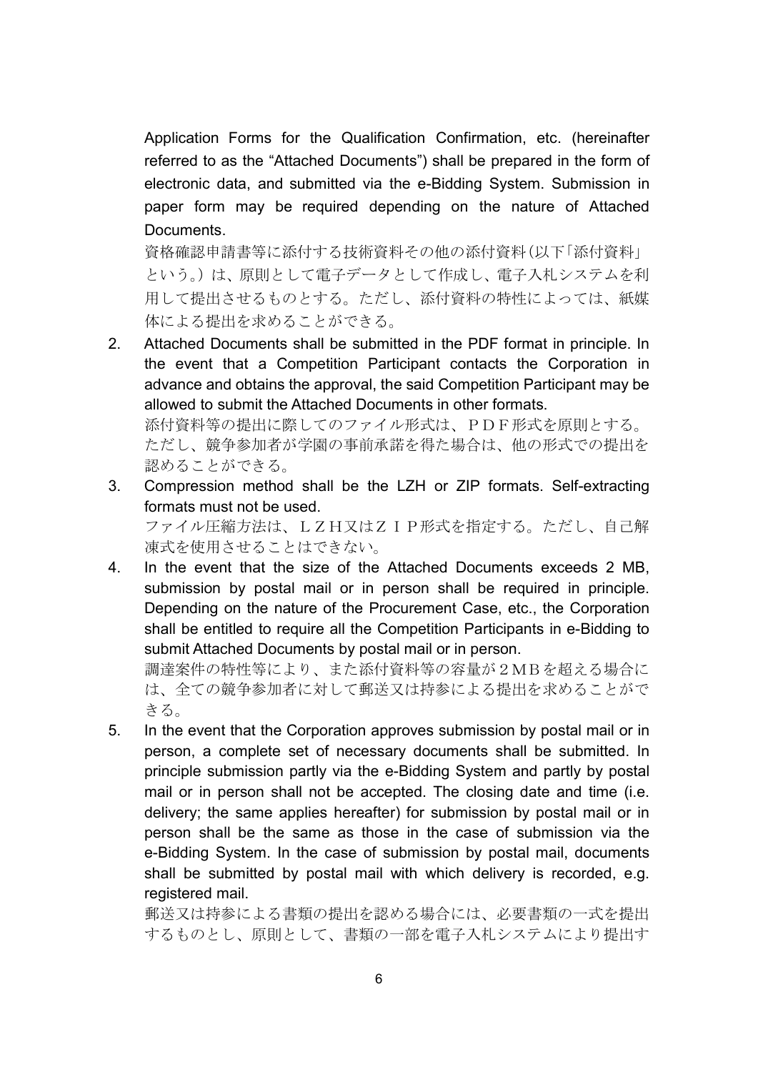Application Forms for the Qualification Confirmation, etc. (hereinafter referred to as the "Attached Documents") shall be prepared in the form of electronic data, and submitted via the e-Bidding System. Submission in paper form may be required depending on the nature of Attached Documents.

資格確認申請書等に添付する技術資料その他の添付資料(以下「添付資料」という。)は、原則として電子データとして作成し、電子入札システムを利用して提出させるものとする。ただし、添付資料の特性によっては、紙媒体による提出を求めることができる。

2. Attached Documents shall be submitted in the PDF format in principle. In the event that a Competition Participant contacts the Corporation in advance and obtains the approval, the said Competition Participant may be allowed to submit the Attached Documents in other formats.

   添付資料等の提出に際してのファイル形式は、ＰＤＦ形式を原則とする。ただし、競争参加者が学園の事前承諾を得た場合は、他の形式での提出を認めることができる。

3. Compression method shall be the LZH or ZIP formats. Self-extracting formats must not be used.

   ファイル圧縮方法は、ＬＺＨ又はＺＩＰ形式を指定する。ただし、自己解凍式を使用させることはできない。

4. In the event that the size of the Attached Documents exceeds 2 MB, submission by postal mail or in person shall be required in principle. Depending on the nature of the Procurement Case, etc., the Corporation shall be entitled to require all the Competition Participants in e-Bidding to submit Attached Documents by postal mail or in person.

   調達案件の特性等により、また添付資料等の容量が２ＭＢを超える場合には、全ての競争参加者に対して郵送又は持参による提出を求めることができる。

5. In the event that the Corporation approves submission by postal mail or in person, a complete set of necessary documents shall be submitted. In principle submission partly via the e-Bidding System and partly by postal mail or in person shall not be accepted. The closing date and time (i.e. delivery; the same applies hereafter) for submission by postal mail or in person shall be the same as those in the case of submission via the e-Bidding System. In the case of submission by postal mail, documents shall be submitted by postal mail with which delivery is recorded, e.g. registered mail.

   郵送又は持参による書類の提出を認める場合には、必要書類の一式を提出するものとし、原則として、書類の一部を電子入札システムにより提出す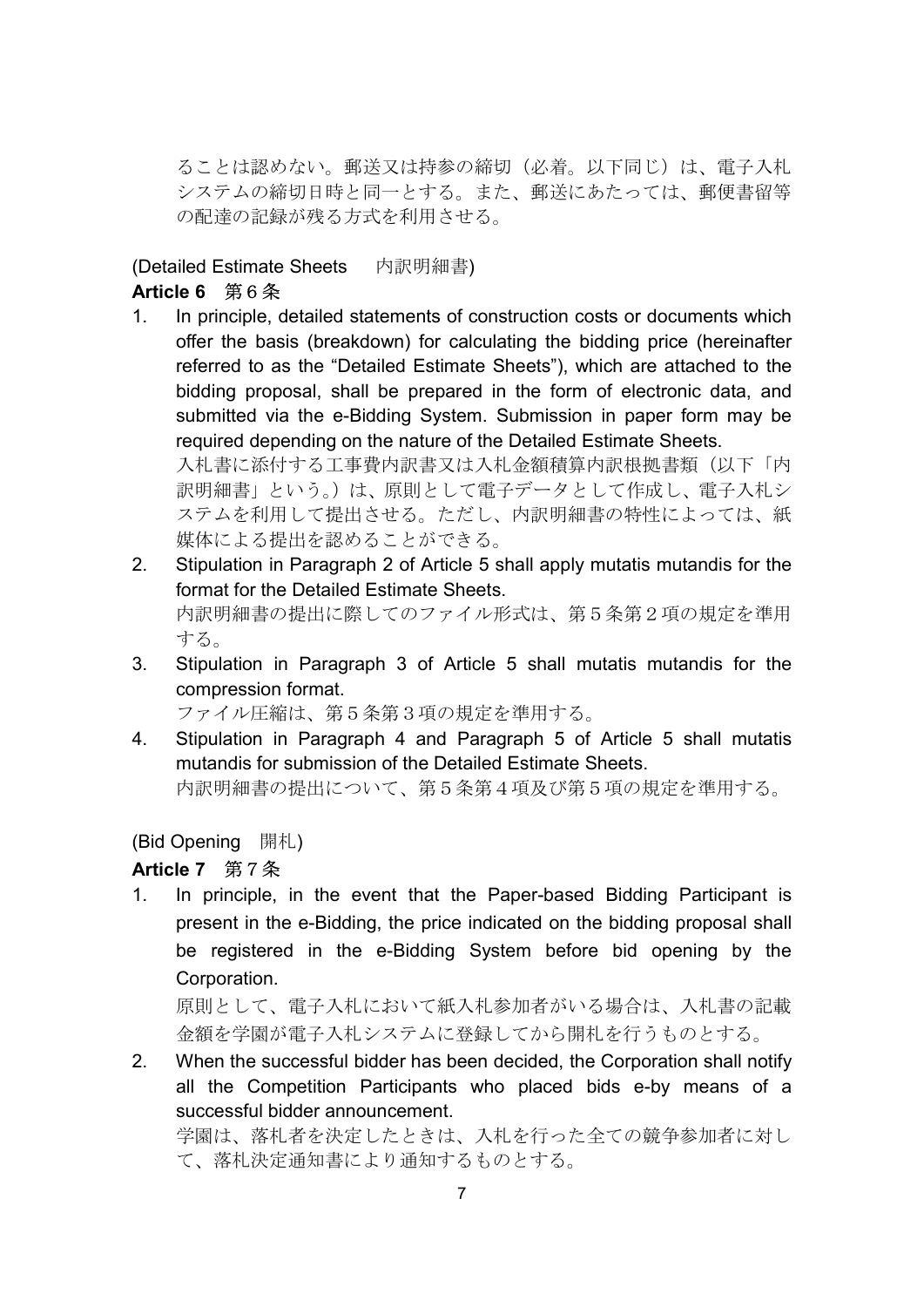ることは認めない。郵送又は持参の締切（必着。以下同じ）は、電子入札システムの締切日時と同一とする。また、郵送にあたっては、郵便書留等の配達の記録が残る方式を利用させる。

(Detailed Estimate Sheets　内訳明細書)

**Article 6**　第６条

1. In principle, detailed statements of construction costs or documents which offer the basis (breakdown) for calculating the bidding price (hereinafter referred to as the "Detailed Estimate Sheets"), which are attached to the bidding proposal, shall be prepared in the form of electronic data, and submitted via the e-Bidding System. Submission in paper form may be required depending on the nature of the Detailed Estimate Sheets.
   入札書に添付する工事費内訳書又は入札金額積算内訳根拠書類（以下「内訳明細書」という。）は、原則として電子データとして作成し、電子入札システムを利用して提出させる。ただし、内訳明細書の特性によっては、紙媒体による提出を認めることができる。
2. Stipulation in Paragraph 2 of Article 5 shall apply mutatis mutandis for the format for the Detailed Estimate Sheets.
   内訳明細書の提出に際してのファイル形式は、第５条第２項の規定を準用する。
3. Stipulation in Paragraph 3 of Article 5 shall mutatis mutandis for the compression format.
   ファイル圧縮は、第５条第３項の規定を準用する。
4. Stipulation in Paragraph 4 and Paragraph 5 of Article 5 shall mutatis mutandis for submission of the Detailed Estimate Sheets.
   内訳明細書の提出について、第５条第４項及び第５項の規定を準用する。

(Bid Opening　開札)

**Article 7**　第７条

1. In principle, in the event that the Paper-based Bidding Participant is present in the e-Bidding, the price indicated on the bidding proposal shall be registered in the e-Bidding System before bid opening by the Corporation.
   原則として、電子入札において紙入札参加者がいる場合は、入札書の記載金額を学園が電子入札システムに登録してから開札を行うものとする。
2. When the successful bidder has been decided, the Corporation shall notify all the Competition Participants who placed bids e-by means of a successful bidder announcement.
   学園は、落札者を決定したときは、入札を行った全ての競争参加者に対して、落札決定通知書により通知するものとする。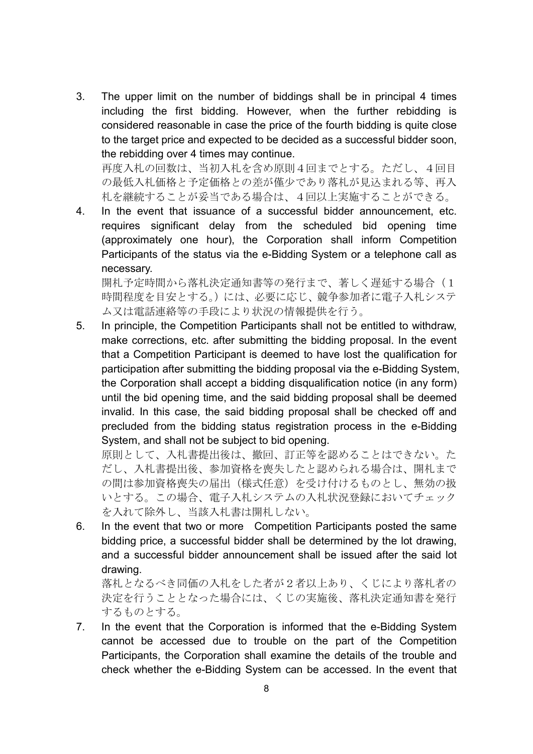3. The upper limit on the number of biddings shall be in principal 4 times including the first bidding. However, when the further rebidding is considered reasonable in case the price of the fourth bidding is quite close to the target price and expected to be decided as a successful bidder soon, the rebidding over 4 times may continue.
   再度入札の回数は、当初入札を含め原則４回までとする。ただし、４回目の最低入札価格と予定価格との差が僅少であり落札が見込まれる等、再入札を継続することが妥当である場合は、４回以上実施することができる。
4. In the event that issuance of a successful bidder announcement, etc. requires significant delay from the scheduled bid opening time (approximately one hour), the Corporation shall inform Competition Participants of the status via the e-Bidding System or a telephone call as necessary.
   開札予定時間から落札決定通知書等の発行まで、著しく遅延する場合（１時間程度を目安とする。）には、必要に応じ、競争参加者に電子入札システム又は電話連絡等の手段により状況の情報提供を行う。
5. In principle, the Competition Participants shall not be entitled to withdraw, make corrections, etc. after submitting the bidding proposal. In the event that a Competition Participant is deemed to have lost the qualification for participation after submitting the bidding proposal via the e-Bidding System, the Corporation shall accept a bidding disqualification notice (in any form) until the bid opening time, and the said bidding proposal shall be deemed invalid. In this case, the said bidding proposal shall be checked off and precluded from the bidding status registration process in the e-Bidding System, and shall not be subject to bid opening.
   原則として、入札書提出後は、撤回、訂正等を認めることはできない。ただし、入札書提出後、参加資格を喪失したと認められる場合は、開札までの間は参加資格喪失の届出（様式任意）を受け付けるものとし、無効の扱いとする。この場合、電子入札システムの入札状況登録においてチェックを入れて除外し、当該入札書は開札しない。
6. In the event that two or more Competition Participants posted the same bidding price, a successful bidder shall be determined by the lot drawing, and a successful bidder announcement shall be issued after the said lot drawing.
   落札となるべき同価の入札をした者が２者以上あり、くじにより落札者の決定を行うこととなった場合には、くじの実施後、落札決定通知書を発行するものとする。
7. In the event that the Corporation is informed that the e-Bidding System cannot be accessed due to trouble on the part of the Competition Participants, the Corporation shall examine the details of the trouble and check whether the e-Bidding System can be accessed. In the event that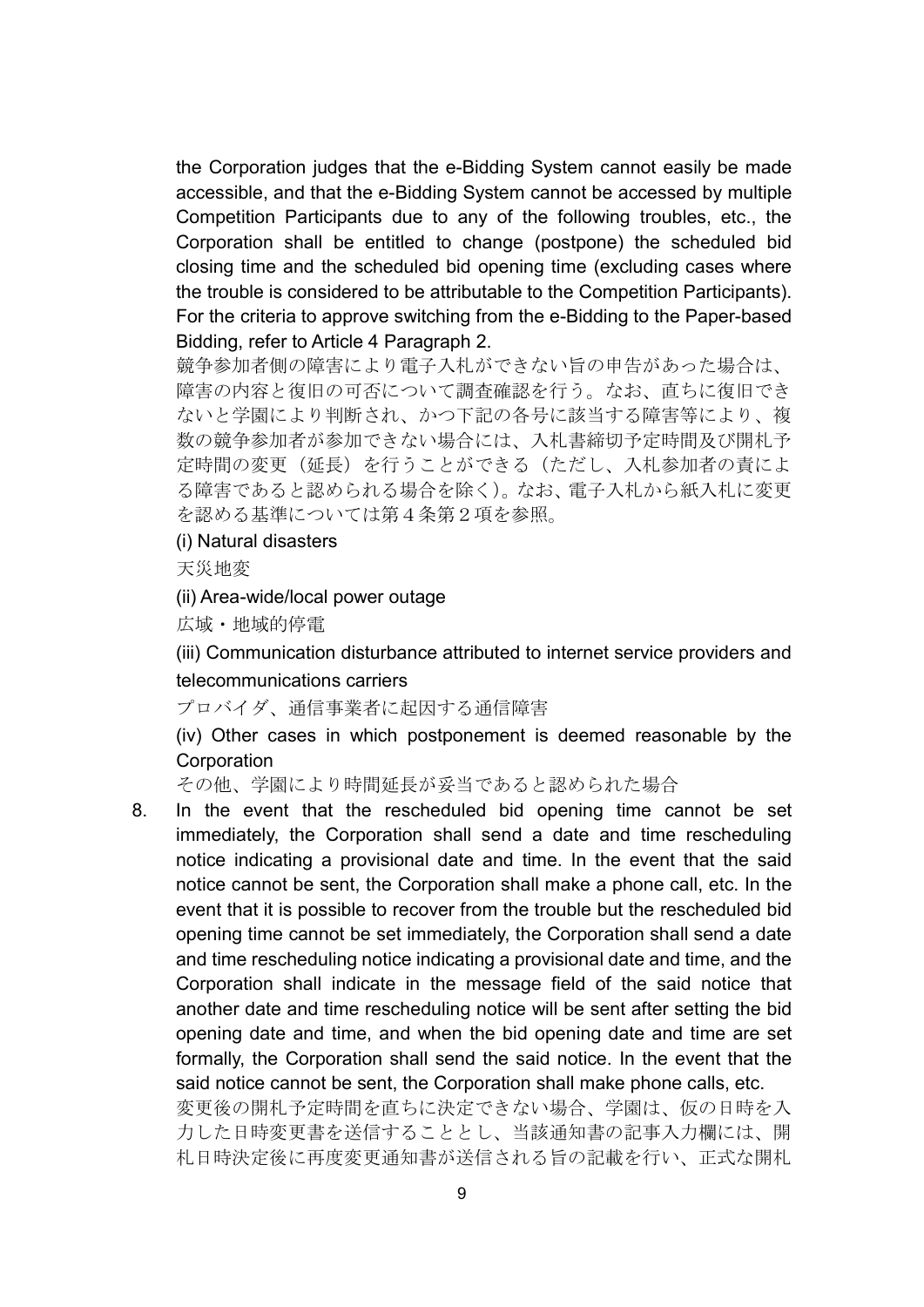the Corporation judges that the e-Bidding System cannot easily be made accessible, and that the e-Bidding System cannot be accessed by multiple Competition Participants due to any of the following troubles, etc., the Corporation shall be entitled to change (postpone) the scheduled bid closing time and the scheduled bid opening time (excluding cases where the trouble is considered to be attributable to the Competition Participants). For the criteria to approve switching from the e-Bidding to the Paper-based Bidding, refer to Article 4 Paragraph 2.

競争参加者側の障害により電子入札ができない旨の申告があった場合は、障害の内容と復旧の可否について調査確認を行う。なお、直ちに復旧できないと学園により判断され、かつ下記の各号に該当する障害等により、複数の競争参加者が参加できない場合には、入札書締切予定時間及び開札予定時間の変更（延長）を行うことができる（ただし、入札参加者の責による障害であると認められる場合を除く）。なお、電子入札から紙入札に変更を認める基準については第４条第２項を参照。

(i) Natural disasters

天災地変

(ii) Area-wide/local power outage

広域・地域的停電

(iii) Communication disturbance attributed to internet service providers and telecommunications carriers

プロバイダ、通信事業者に起因する通信障害

(iv) Other cases in which postponement is deemed reasonable by the Corporation

その他、学園により時間延長が妥当であると認められた場合

8. In the event that the rescheduled bid opening time cannot be set immediately, the Corporation shall send a date and time rescheduling notice indicating a provisional date and time. In the event that the said notice cannot be sent, the Corporation shall make a phone call, etc. In the event that it is possible to recover from the trouble but the rescheduled bid opening time cannot be set immediately, the Corporation shall send a date and time rescheduling notice indicating a provisional date and time, and the Corporation shall indicate in the message field of the said notice that another date and time rescheduling notice will be sent after setting the bid opening date and time, and when the bid opening date and time are set formally, the Corporation shall send the said notice. In the event that the said notice cannot be sent, the Corporation shall make phone calls, etc.

   変更後の開札予定時間を直ちに決定できない場合、学園は、仮の日時を入力した日時変更書を送信することとし、当該通知書の記事入力欄には、開札日時決定後に再度変更通知書が送信される旨の記載を行い、正式な開札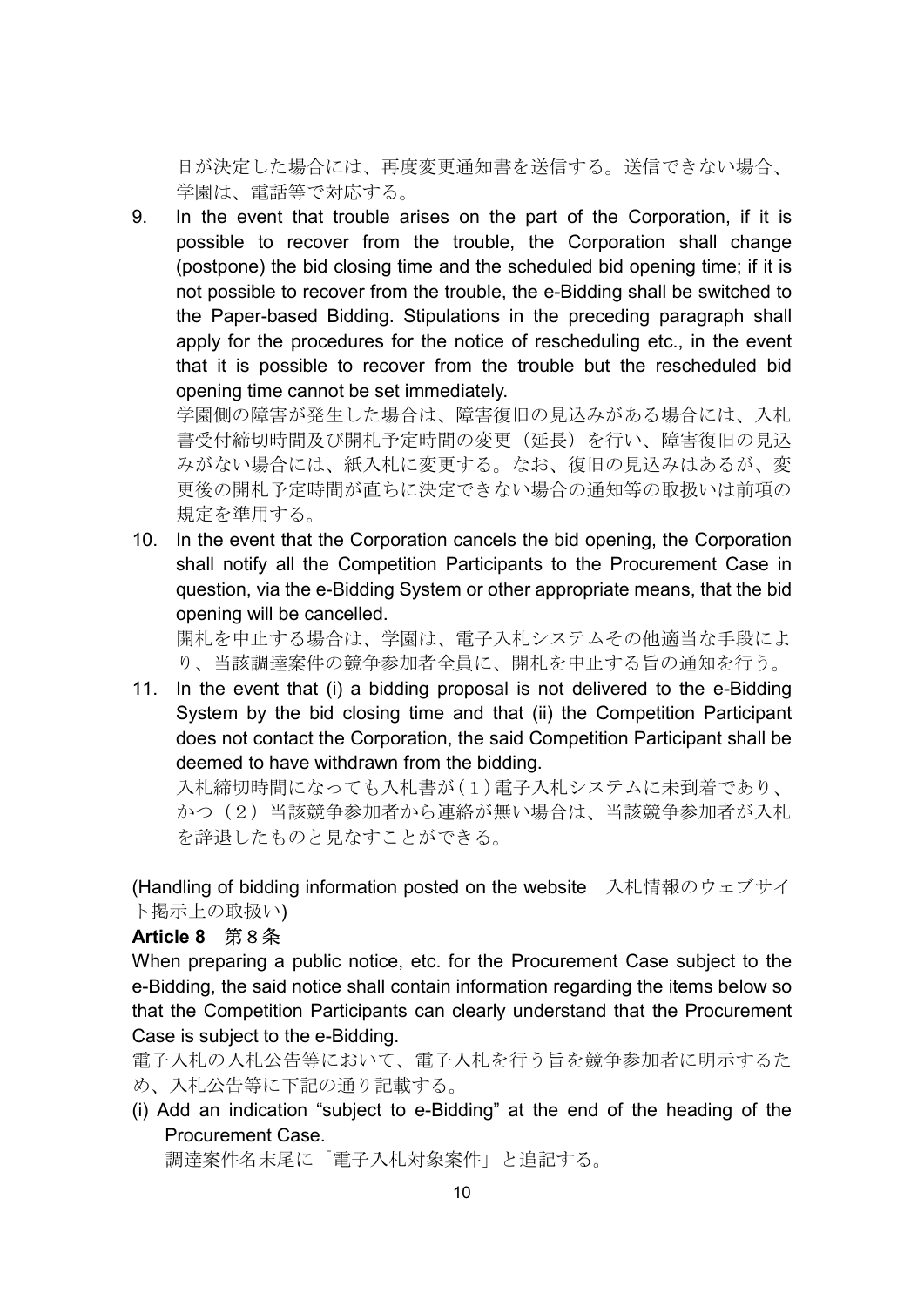日が決定した場合には、再度変更通知書を送信する。送信できない場合、学園は、電話等で対応する。

9. In the event that trouble arises on the part of the Corporation, if it is possible to recover from the trouble, the Corporation shall change (postpone) the bid closing time and the scheduled bid opening time; if it is not possible to recover from the trouble, the e-Bidding shall be switched to the Paper-based Bidding. Stipulations in the preceding paragraph shall apply for the procedures for the notice of rescheduling etc., in the event that it is possible to recover from the trouble but the rescheduled bid opening time cannot be set immediately.
   学園側の障害が発生した場合は、障害復旧の見込みがある場合には、入札書受付締切時間及び開札予定時間の変更（延長）を行い、障害復旧の見込みがない場合には、紙入札に変更する。なお、復旧の見込みはあるが、変更後の開札予定時間が直ちに決定できない場合の通知等の取扱いは前項の規定を準用する。
10. In the event that the Corporation cancels the bid opening, the Corporation shall notify all the Competition Participants to the Procurement Case in question, via the e-Bidding System or other appropriate means, that the bid opening will be cancelled.
    開札を中止する場合は、学園は、電子入札システムその他適当な手段により、当該調達案件の競争参加者全員に、開札を中止する旨の通知を行う。
11. In the event that (i) a bidding proposal is not delivered to the e-Bidding System by the bid closing time and that (ii) the Competition Participant does not contact the Corporation, the said Competition Participant shall be deemed to have withdrawn from the bidding.
    入札締切時間になっても入札書が（1）電子入札システムに未到着であり、かつ（2）当該競争参加者から連絡が無い場合は、当該競争参加者が入札を辞退したものと見なすことができる。

(Handling of bidding information posted on the website　入札情報のウェブサイト掲示上の取扱い)

**Article 8**　第８条

When preparing a public notice, etc. for the Procurement Case subject to the e-Bidding, the said notice shall contain information regarding the items below so that the Competition Participants can clearly understand that the Procurement Case is subject to the e-Bidding.

電子入札の入札公告等において、電子入札を行う旨を競争参加者に明示するため、入札公告等に下記の通り記載する。

(i) Add an indication “subject to e-Bidding” at the end of the heading of the Procurement Case.
   調達案件名末尾に「電子入札対象案件」と追記する。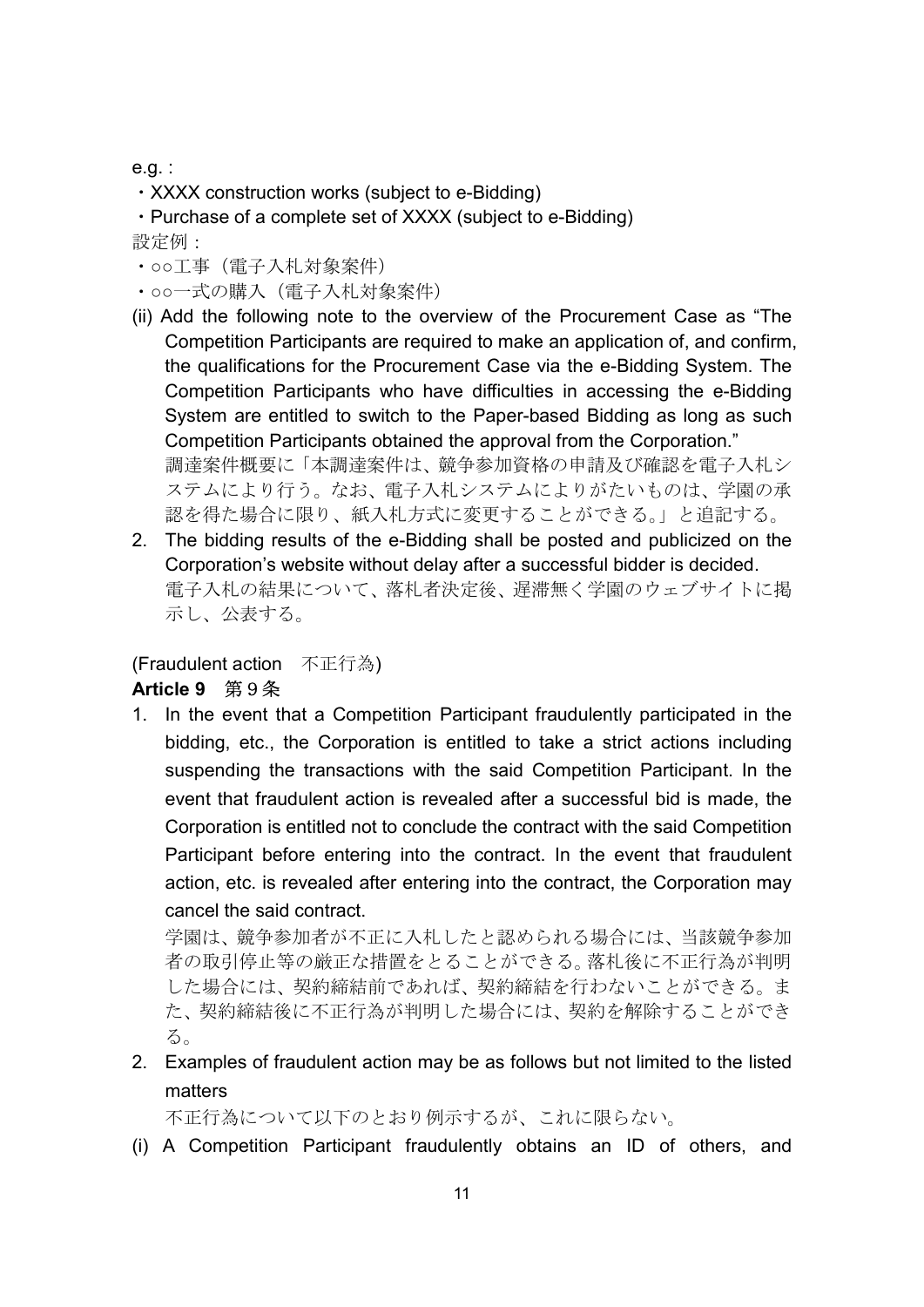e.g. :

・XXXX construction works (subject to e-Bidding)

・Purchase of a complete set of XXXX (subject to e-Bidding)

設定例：

・○○工事（電子入札対象案件）

・○○一式の購入（電子入札対象案件）

(ii) Add the following note to the overview of the Procurement Case as “The Competition Participants are required to make an application of, and confirm, the qualifications for the Procurement Case via the e-Bidding System. The Competition Participants who have difficulties in accessing the e-Bidding System are entitled to switch to the Paper-based Bidding as long as such Competition Participants obtained the approval from the Corporation.”
調達案件概要に「本調達案件は、競争参加資格の申請及び確認を電子入札システムにより行う。なお、電子入札システムによりがたいものは、学園の承認を得た場合に限り、紙入札方式に変更することができる。」と追記する。

2. The bidding results of the e-Bidding shall be posted and publicized on the Corporation’s website without delay after a successful bidder is decided.
電子入札の結果について、落札者決定後、遅滞無く学園のウェブサイトに掲示し、公表する。

(Fraudulent action　不正行為)

**Article 9**　第９条

1. In the event that a Competition Participant fraudulently participated in the bidding, etc., the Corporation is entitled to take a strict actions including suspending the transactions with the said Competition Participant. In the event that fraudulent action is revealed after a successful bid is made, the Corporation is entitled not to conclude the contract with the said Competition Participant before entering into the contract. In the event that fraudulent action, etc. is revealed after entering into the contract, the Corporation may cancel the said contract.
学園は、競争参加者が不正に入札したと認められる場合には、当該競争参加者の取引停止等の厳正な措置をとることができる。落札後に不正行為が判明した場合には、契約締結前であれば、契約締結を行わないことができる。また、契約締結後に不正行為が判明した場合には、契約を解除することができる。

2. Examples of fraudulent action may be as follows but not limited to the listed matters
不正行為について以下のとおり例示するが、これに限らない。

(i) A Competition Participant fraudulently obtains an ID of others, and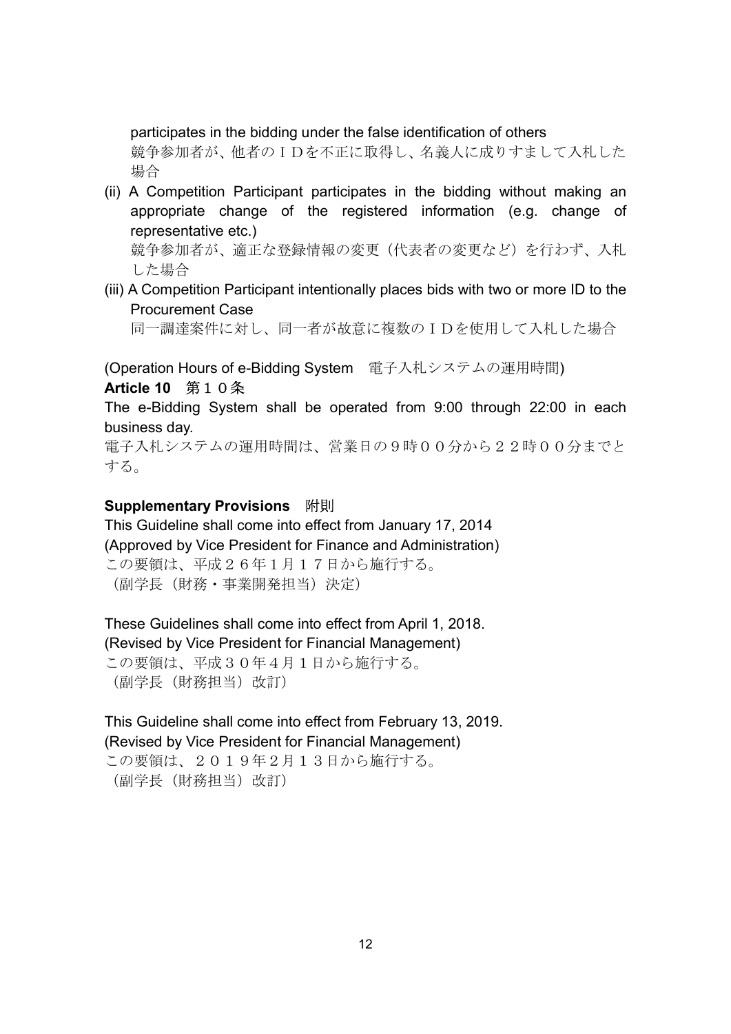participates in the bidding under the false identification of others

競争参加者が、他者のＩＤを不正に取得し、名義人に成りすまして入札した場合

(ii) A Competition Participant participates in the bidding without making an appropriate change of the registered information (e.g. change of representative etc.)

競争参加者が、適正な登録情報の変更（代表者の変更など）を行わず、入札した場合

(iii) A Competition Participant intentionally places bids with two or more ID to the Procurement Case

同一調達案件に対し、同一者が故意に複数のＩＤを使用して入札した場合

(Operation Hours of e-Bidding System　電子入札システムの運用時間)

**Article 10**　第１０条

The e-Bidding System shall be operated from 9:00 through 22:00 in each business day.

電子入札システムの運用時間は、営業日の９時００分から２２時００分までとする。

**Supplementary Provisions**　附則

This Guideline shall come into effect from January 17, 2014
(Approved by Vice President for Finance and Administration)
この要領は、平成２６年１月１７日から施行する。
（副学長（財務・事業開発担当）決定）

These Guidelines shall come into effect from April 1, 2018.
(Revised by Vice President for Financial Management)
この要領は、平成３０年４月１日から施行する。
（副学長（財務担当）改訂）

This Guideline shall come into effect from February 13, 2019.
(Revised by Vice President for Financial Management)
この要領は、２０１９年２月１３日から施行する。
（副学長（財務担当）改訂）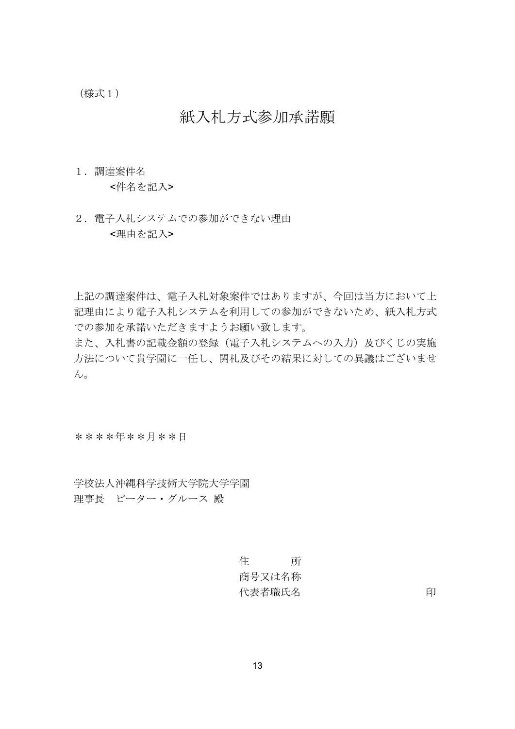（様式１）

# 紙入札方式参加承諾願

１．調達案件名

<件名を記入>

２．電子入札システムでの参加ができない理由

<理由を記入>

上記の調達案件は、電子入札対象案件ではありますが、今回は当方において上記理由により電子入札システムを利用しての参加ができないため、紙入札方式での参加を承諾いただきますようお願い致します。
また、入札書の記載金額の登録（電子入札システムへの入力）及びくじの実施方法について貴学園に一任し、開札及びその結果に対しての異議はございません。

＊＊＊＊年＊＊月＊＊日

学校法人沖縄科学技術大学院大学学園
理事長　ピーター・グルース 殿

住　　　所
商号又は名称
代表者職氏名　　　　　　　　　　印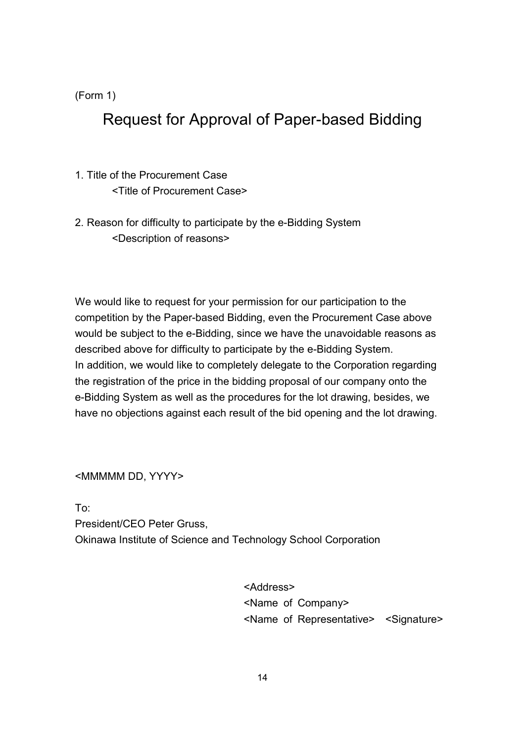(Form 1)

# Request for Approval of Paper-based Bidding

1. Title of the Procurement Case

   <Title of Procurement Case>

2. Reason for difficulty to participate by the e-Bidding System

   <Description of reasons>

We would like to request for your permission for our participation to the competition by the Paper-based Bidding, even the Procurement Case above would be subject to the e-Bidding, since we have the unavoidable reasons as described above for difficulty to participate by the e-Bidding System.
In addition, we would like to completely delegate to the Corporation regarding the registration of the price in the bidding proposal of our company onto the e-Bidding System as well as the procedures for the lot drawing, besides, we have no objections against each result of the bid opening and the lot drawing.

<MMMMM DD, YYYY>

To:
President/CEO Peter Gruss,
Okinawa Institute of Science and Technology School Corporation

<Address>
<Name of Company>
<Name of Representative> <Signature>